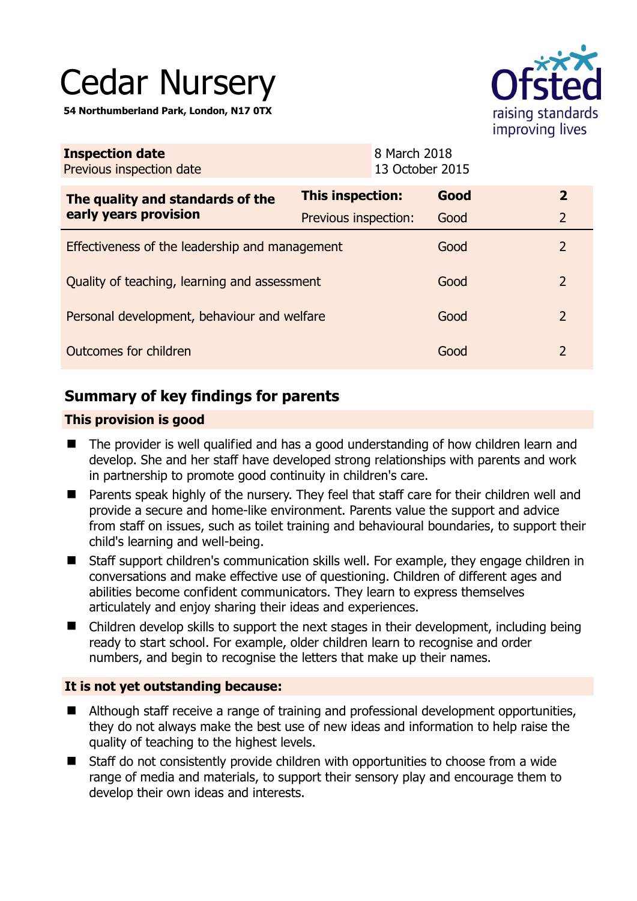# Cedar Nursery

**54 Northumberland Park, London, N17 0TX**

Ofsted
raising standards
improving lives

| **Inspection date** | 8 March 2018 |
|---|---|
| Previous inspection date | 13 October 2015 |

| **The quality and standards of the early years provision** | **This inspection:** | **Good** | **2** |
|---|---|---|---|
| | Previous inspection: | Good | 2 |
| Effectiveness of the leadership and management | | Good | 2 |
| Quality of teaching, learning and assessment | | Good | 2 |
| Personal development, behaviour and welfare | | Good | 2 |
| Outcomes for children | | Good | 2 |

## Summary of key findings for parents

### This provision is good

- The provider is well qualified and has a good understanding of how children learn and develop. She and her staff have developed strong relationships with parents and work in partnership to promote good continuity in children's care.
- Parents speak highly of the nursery. They feel that staff care for their children well and provide a secure and home-like environment. Parents value the support and advice from staff on issues, such as toilet training and behavioural boundaries, to support their child's learning and well-being.
- Staff support children's communication skills well. For example, they engage children in conversations and make effective use of questioning. Children of different ages and abilities become confident communicators. They learn to express themselves articulately and enjoy sharing their ideas and experiences.
- Children develop skills to support the next stages in their development, including being ready to start school. For example, older children learn to recognise and order numbers, and begin to recognise the letters that make up their names.

### It is not yet outstanding because:

- Although staff receive a range of training and professional development opportunities, they do not always make the best use of new ideas and information to help raise the quality of teaching to the highest levels.
- Staff do not consistently provide children with opportunities to choose from a wide range of media and materials, to support their sensory play and encourage them to develop their own ideas and interests.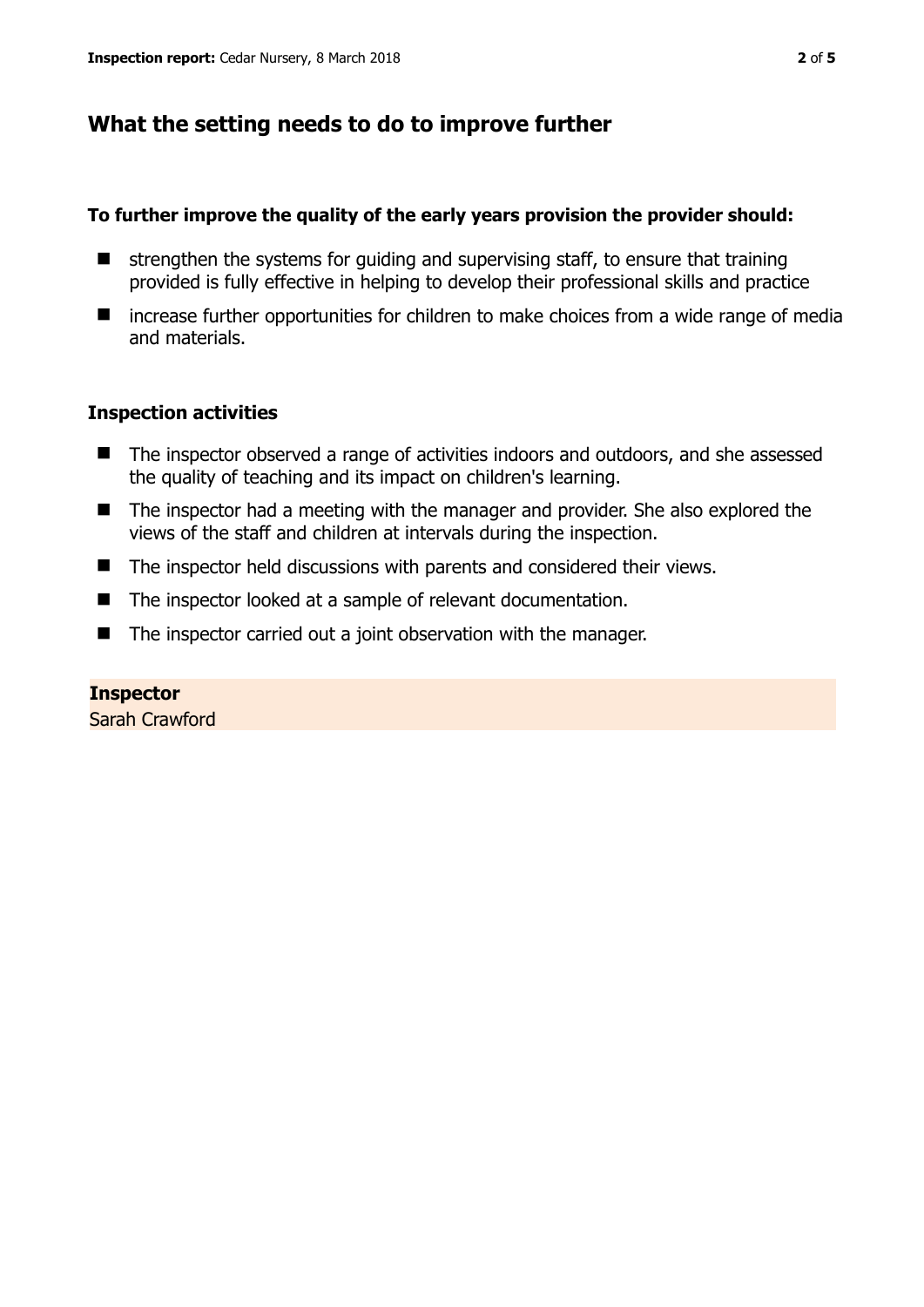## What the setting needs to do to improve further

**To further improve the quality of the early years provision the provider should:**

- strengthen the systems for guiding and supervising staff, to ensure that training provided is fully effective in helping to develop their professional skills and practice
- increase further opportunities for children to make choices from a wide range of media and materials.

### Inspection activities

- The inspector observed a range of activities indoors and outdoors, and she assessed the quality of teaching and its impact on children's learning.
- The inspector had a meeting with the manager and provider. She also explored the views of the staff and children at intervals during the inspection.
- The inspector held discussions with parents and considered their views.
- The inspector looked at a sample of relevant documentation.
- The inspector carried out a joint observation with the manager.

**Inspector**
Sarah Crawford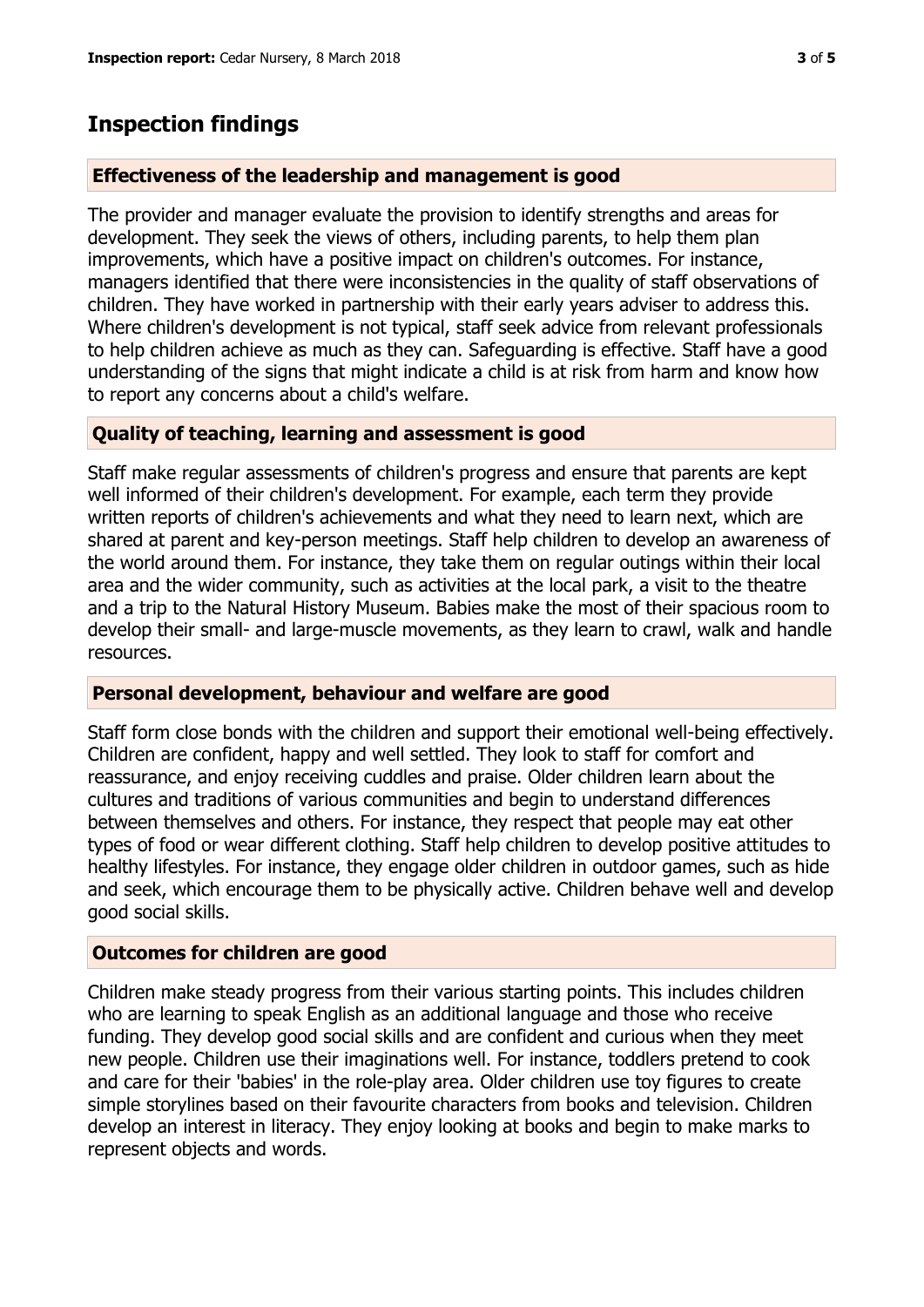## Inspection findings

### Effectiveness of the leadership and management is good

The provider and manager evaluate the provision to identify strengths and areas for development. They seek the views of others, including parents, to help them plan improvements, which have a positive impact on children's outcomes. For instance, managers identified that there were inconsistencies in the quality of staff observations of children. They have worked in partnership with their early years adviser to address this. Where children's development is not typical, staff seek advice from relevant professionals to help children achieve as much as they can. Safeguarding is effective. Staff have a good understanding of the signs that might indicate a child is at risk from harm and know how to report any concerns about a child's welfare.

### Quality of teaching, learning and assessment is good

Staff make regular assessments of children's progress and ensure that parents are kept well informed of their children's development. For example, each term they provide written reports of children's achievements and what they need to learn next, which are shared at parent and key-person meetings. Staff help children to develop an awareness of the world around them. For instance, they take them on regular outings within their local area and the wider community, such as activities at the local park, a visit to the theatre and a trip to the Natural History Museum. Babies make the most of their spacious room to develop their small- and large-muscle movements, as they learn to crawl, walk and handle resources.

### Personal development, behaviour and welfare are good

Staff form close bonds with the children and support their emotional well-being effectively. Children are confident, happy and well settled. They look to staff for comfort and reassurance, and enjoy receiving cuddles and praise. Older children learn about the cultures and traditions of various communities and begin to understand differences between themselves and others. For instance, they respect that people may eat other types of food or wear different clothing. Staff help children to develop positive attitudes to healthy lifestyles. For instance, they engage older children in outdoor games, such as hide and seek, which encourage them to be physically active. Children behave well and develop good social skills.

### Outcomes for children are good

Children make steady progress from their various starting points. This includes children who are learning to speak English as an additional language and those who receive funding. They develop good social skills and are confident and curious when they meet new people. Children use their imaginations well. For instance, toddlers pretend to cook and care for their 'babies' in the role-play area. Older children use toy figures to create simple storylines based on their favourite characters from books and television. Children develop an interest in literacy. They enjoy looking at books and begin to make marks to represent objects and words.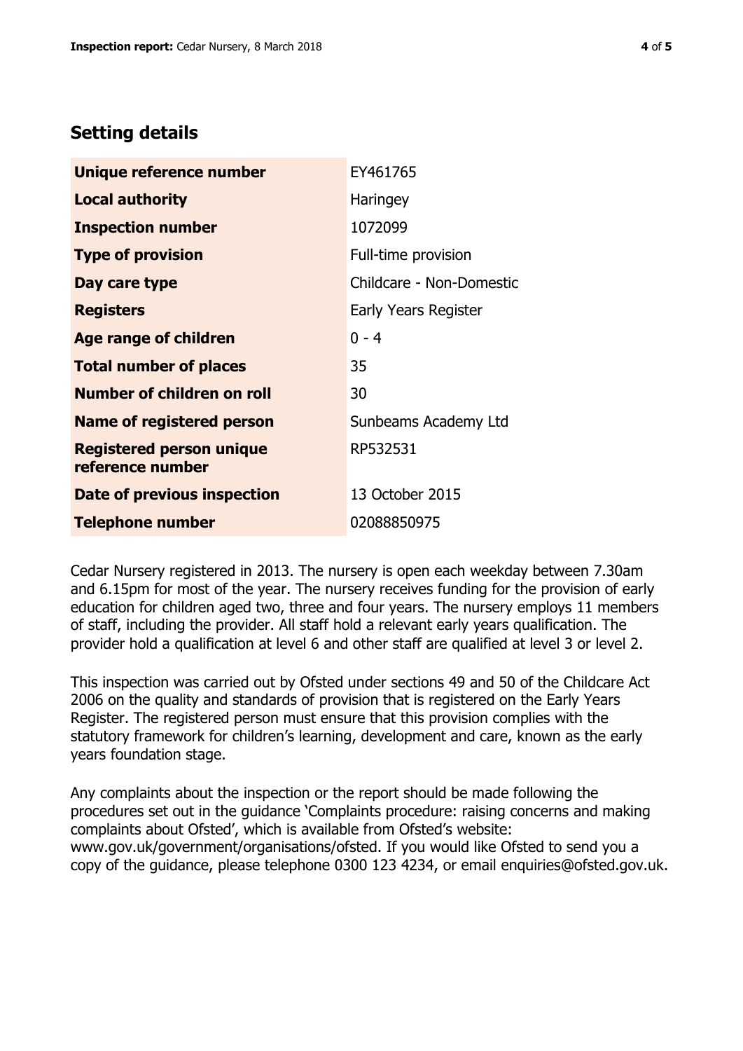## Setting details

| | |
|---|---|
| **Unique reference number** | EY461765 |
| **Local authority** | Haringey |
| **Inspection number** | 1072099 |
| **Type of provision** | Full-time provision |
| **Day care type** | Childcare - Non-Domestic |
| **Registers** | Early Years Register |
| **Age range of children** | 0 - 4 |
| **Total number of places** | 35 |
| **Number of children on roll** | 30 |
| **Name of registered person** | Sunbeams Academy Ltd |
| **Registered person unique reference number** | RP532531 |
| **Date of previous inspection** | 13 October 2015 |
| **Telephone number** | 02088850975 |

Cedar Nursery registered in 2013. The nursery is open each weekday between 7.30am and 6.15pm for most of the year. The nursery receives funding for the provision of early education for children aged two, three and four years. The nursery employs 11 members of staff, including the provider. All staff hold a relevant early years qualification. The provider hold a qualification at level 6 and other staff are qualified at level 3 or level 2.

This inspection was carried out by Ofsted under sections 49 and 50 of the Childcare Act 2006 on the quality and standards of provision that is registered on the Early Years Register. The registered person must ensure that this provision complies with the statutory framework for children's learning, development and care, known as the early years foundation stage.

Any complaints about the inspection or the report should be made following the procedures set out in the guidance 'Complaints procedure: raising concerns and making complaints about Ofsted', which is available from Ofsted's website: www.gov.uk/government/organisations/ofsted. If you would like Ofsted to send you a copy of the guidance, please telephone 0300 123 4234, or email enquiries@ofsted.gov.uk.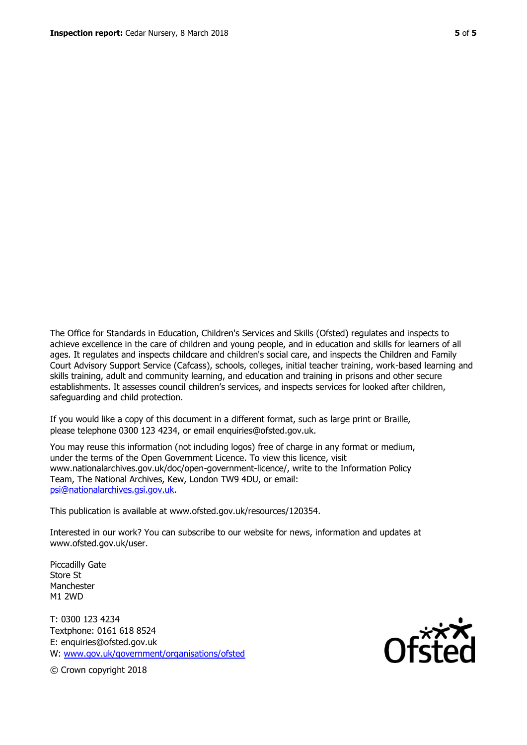The Office for Standards in Education, Children's Services and Skills (Ofsted) regulates and inspects to achieve excellence in the care of children and young people, and in education and skills for learners of all ages. It regulates and inspects childcare and children's social care, and inspects the Children and Family Court Advisory Support Service (Cafcass), schools, colleges, initial teacher training, work-based learning and skills training, adult and community learning, and education and training in prisons and other secure establishments. It assesses council children's services, and inspects services for looked after children, safeguarding and child protection.

If you would like a copy of this document in a different format, such as large print or Braille, please telephone 0300 123 4234, or email enquiries@ofsted.gov.uk.

You may reuse this information (not including logos) free of charge in any format or medium, under the terms of the Open Government Licence. To view this licence, visit www.nationalarchives.gov.uk/doc/open-government-licence/, write to the Information Policy Team, The National Archives, Kew, London TW9 4DU, or email: psi@nationalarchives.gsi.gov.uk.

This publication is available at www.ofsted.gov.uk/resources/120354.

Interested in our work? You can subscribe to our website for news, information and updates at www.ofsted.gov.uk/user.

Piccadilly Gate
Store St
Manchester
M1 2WD

T: 0300 123 4234
Textphone: 0161 618 8524
E: enquiries@ofsted.gov.uk
W: www.gov.uk/government/organisations/ofsted

© Crown copyright 2018